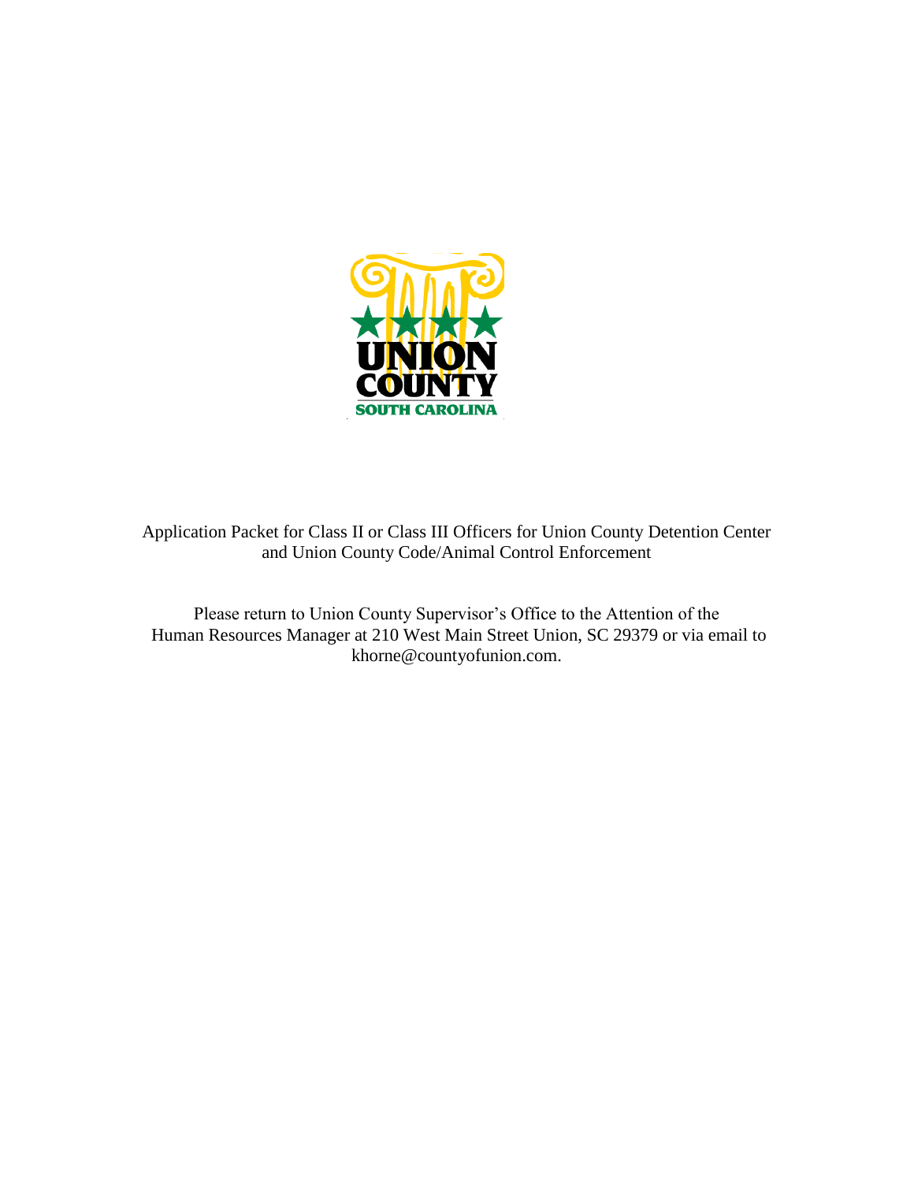UNION COUNTY

SOUTH CAROLINA

Application Packet for Class II or Class III Officers for Union County Detention Center and Union County Code/Animal Control Enforcement

Please return to Union County Supervisor's Office to the Attention of the Human Resources Manager at 210 West Main Street Union, SC 29379 or via email to khorne@countyofunion.com.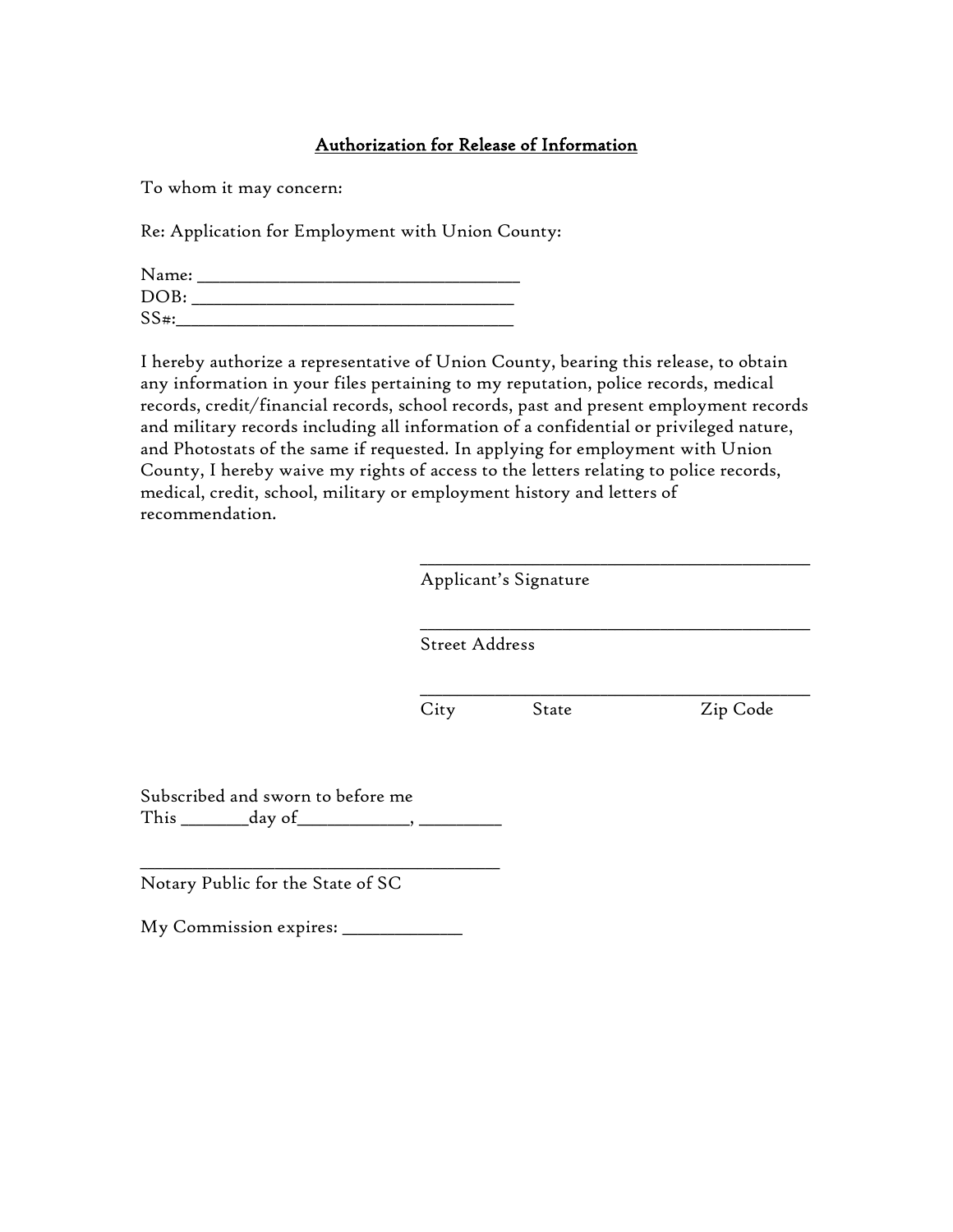## Authorization for Release of Information

To whom it may concern:

Re: Application for Employment with Union County:

Name: ___________________________________
DOB: ___________________________________
SS#:____________________________________

I hereby authorize a representative of Union County, bearing this release, to obtain any information in your files pertaining to my reputation, police records, medical records, credit/financial records, school records, past and present employment records and military records including all information of a confidential or privileged nature, and Photostats of the same if requested. In applying for employment with Union County, I hereby waive my rights of access to the letters relating to police records, medical, credit, school, military or employment history and letters of recommendation.

_____________________________________________
Applicant's Signature

_____________________________________________
Street Address

_____________________________________________
City State Zip Code

Subscribed and sworn to before me
This _______day of___________, ________

_________________________________________
Notary Public for the State of SC

My Commission expires: _____________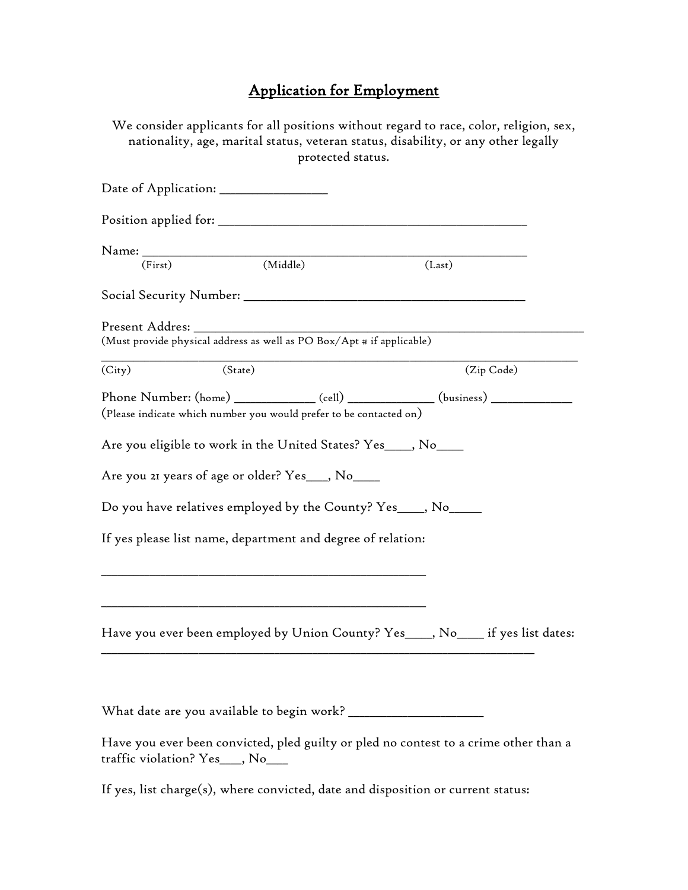# Application for Employment

We consider applicants for all positions without regard to race, color, religion, sex, nationality, age, marital status, veteran status, disability, or any other legally protected status.

Date of Application: _______________

Position applied for: ____________________________________________

Name: ________________________________________________________
(First) (Middle) (Last)

Social Security Number: ________________________________________

Present Addres: _____________________________________________________
(Must provide physical address as well as PO Box/Apt # if applicable)

_____________________________________________________________________
(City) (State) (Zip Code)

Phone Number: (home) ___________ (cell) ____________ (business) ___________
(Please indicate which number you would prefer to be contacted on)

Are you eligible to work in the United States? Yes____, No____

Are you 21 years of age or older? Yes___, No____

Do you have relatives employed by the County? Yes____, No_____

If yes please list name, department and degree of relation:

_______________________________________________

_______________________________________________

Have you ever been employed by Union County? Yes____, No____ if yes list dates:
_______________________________________________________________

What date are you available to begin work? ___________________

Have you ever been convicted, pled guilty or pled no contest to a crime other than a traffic violation? Yes___, No___

If yes, list charge(s), where convicted, date and disposition or current status: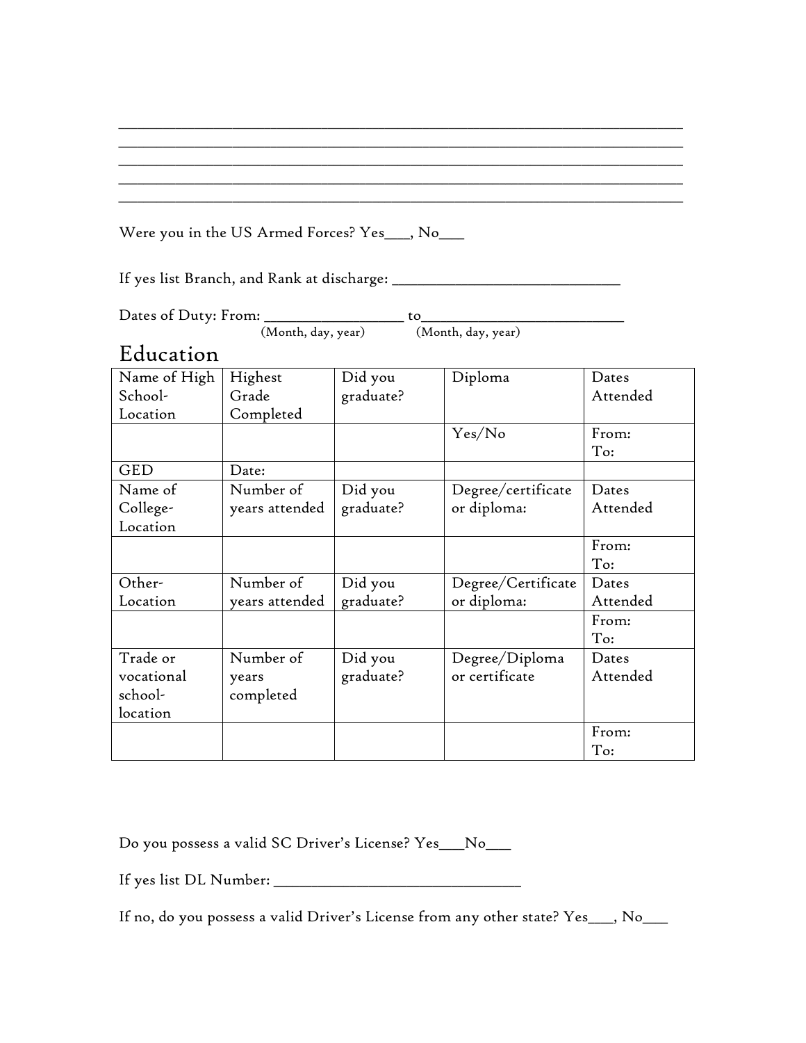\_\_\_\_\_\_\_\_\_\_\_\_\_\_\_\_\_\_\_\_\_\_\_\_\_\_\_\_\_\_\_\_\_\_\_\_\_\_\_\_\_\_\_\_\_\_\_\_\_\_\_\_\_\_\_\_\_\_\_\_\_\_\_\_\_\_\_\_\_\_
\_\_\_\_\_\_\_\_\_\_\_\_\_\_\_\_\_\_\_\_\_\_\_\_\_\_\_\_\_\_\_\_\_\_\_\_\_\_\_\_\_\_\_\_\_\_\_\_\_\_\_\_\_\_\_\_\_\_\_\_\_\_\_\_\_\_\_\_\_\_
\_\_\_\_\_\_\_\_\_\_\_\_\_\_\_\_\_\_\_\_\_\_\_\_\_\_\_\_\_\_\_\_\_\_\_\_\_\_\_\_\_\_\_\_\_\_\_\_\_\_\_\_\_\_\_\_\_\_\_\_\_\_\_\_\_\_\_\_\_\_
\_\_\_\_\_\_\_\_\_\_\_\_\_\_\_\_\_\_\_\_\_\_\_\_\_\_\_\_\_\_\_\_\_\_\_\_\_\_\_\_\_\_\_\_\_\_\_\_\_\_\_\_\_\_\_\_\_\_\_\_\_\_\_\_\_\_\_\_\_\_
\_\_\_\_\_\_\_\_\_\_\_\_\_\_\_\_\_\_\_\_\_\_\_\_\_\_\_\_\_\_\_\_\_\_\_\_\_\_\_\_\_\_\_\_\_\_\_\_\_\_\_\_\_\_\_\_\_\_\_\_\_\_\_\_\_\_\_\_\_\_

Were you in the US Armed Forces? Yes\_\_\_, No\_\_\_

If yes list Branch, and Rank at discharge: \_\_\_\_\_\_\_\_\_\_\_\_\_\_\_\_\_\_\_\_\_\_\_\_\_\_\_\_\_\_

Dates of Duty: From: \_\_\_\_\_\_\_\_\_\_\_\_\_\_\_\_\_\_ to\_\_\_\_\_\_\_\_\_\_\_\_\_\_\_\_\_\_\_\_\_\_\_\_\_\_
(Month, day, year) (Month, day, year)

## Education

| Name of High School-Location | Highest Grade Completed | Did you graduate? | Diploma | Dates Attended |
|---|---|---|---|---|
| | | | Yes/No | From: To: |
| GED | Date: | | | |
| Name of College-Location | Number of years attended | Did you graduate? | Degree/certificate or diploma: | Dates Attended |
| | | | | From: To: |
| Other-Location | Number of years attended | Did you graduate? | Degree/Certificate or diploma: | Dates Attended |
| | | | | From: To: |
| Trade or vocational school-location | Number of years completed | Did you graduate? | Degree/Diploma or certificate | Dates Attended |
| | | | | From: To: |

Do you possess a valid SC Driver's License? Yes\_\_\_No\_\_\_

If yes list DL Number: \_\_\_\_\_\_\_\_\_\_\_\_\_\_\_\_\_\_\_\_\_\_\_\_\_\_\_\_\_\_\_\_

If no, do you possess a valid Driver's License from any other state? Yes\_\_\_, No\_\_\_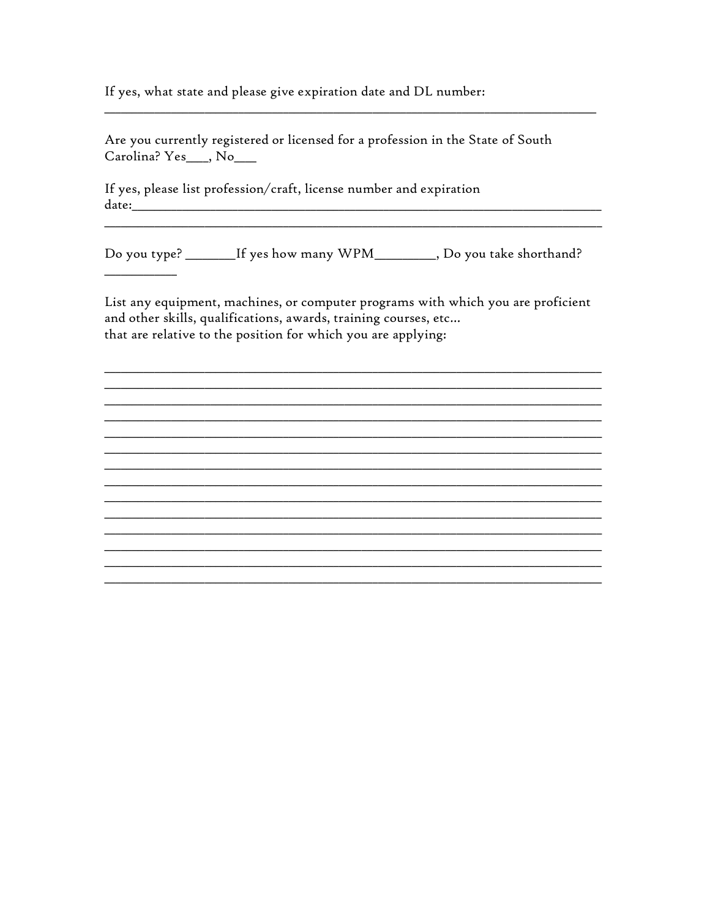If yes, what state and please give expiration date and DL number:
______________________________________________________________________

Are you currently registered or licensed for a profession in the State of South Carolina? Yes___, No___

If yes, please list profession/craft, license number and expiration date:______________________________________________________________
______________________________________________________________________

Do you type? _______If yes how many WPM________, Do you take shorthand? _________

List any equipment, machines, or computer programs with which you are proficient and other skills, qualifications, awards, training courses, etc...
that are relative to the position for which you are applying:

______________________________________________________________________
______________________________________________________________________
______________________________________________________________________
______________________________________________________________________
______________________________________________________________________
______________________________________________________________________
______________________________________________________________________
______________________________________________________________________
______________________________________________________________________
______________________________________________________________________
______________________________________________________________________
______________________________________________________________________
______________________________________________________________________
______________________________________________________________________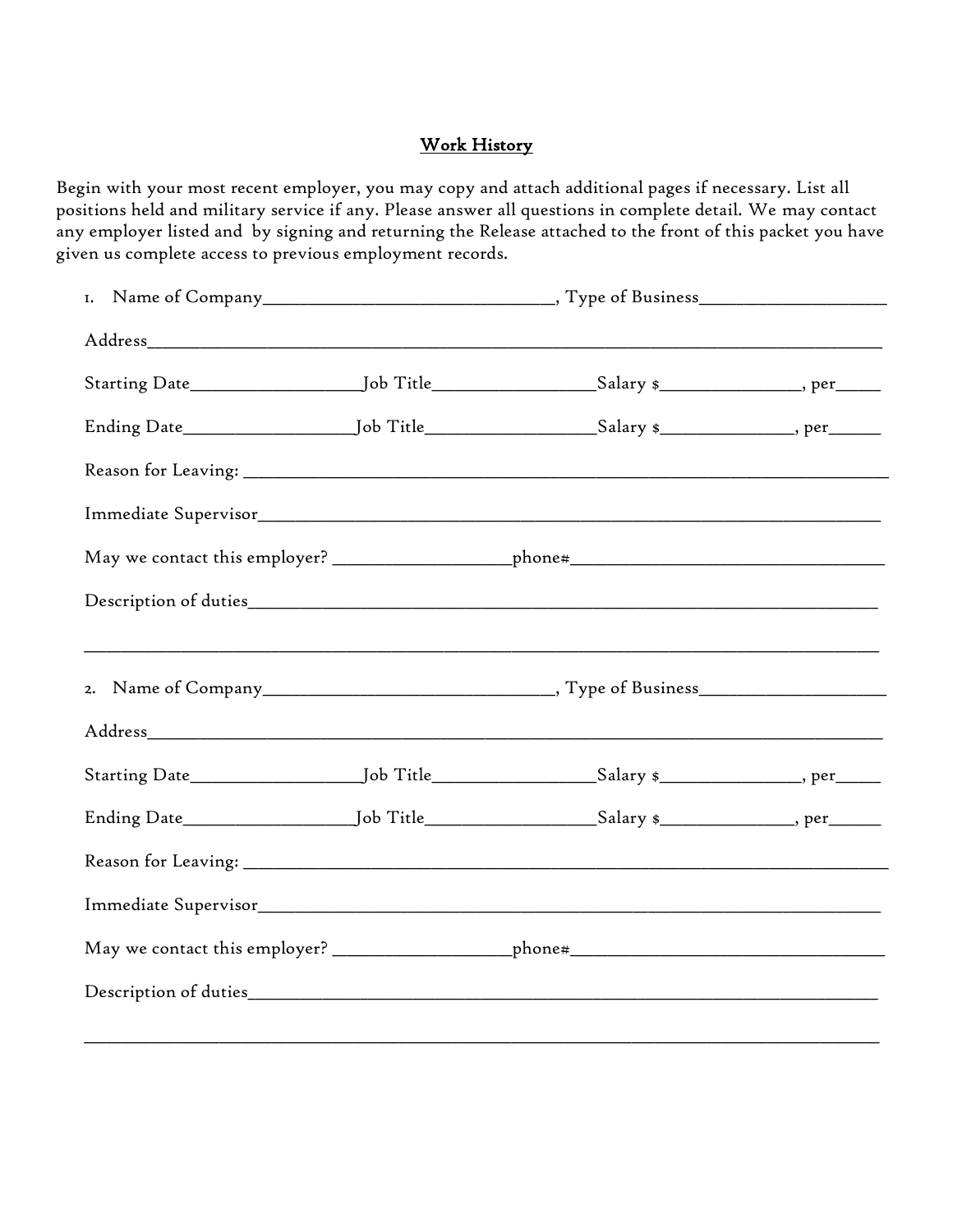## Work History

Begin with your most recent employer, you may copy and attach additional pages if necessary. List all positions held and military service if any. Please answer all questions in complete detail. We may contact any employer listed and by signing and returning the Release attached to the front of this packet you have given us complete access to previous employment records.

1. Name of Company________________________________, Type of Business____________________

Address________________________________________________________________________________

Starting Date__________________Job Title_________________Salary $_______________, per_____

Ending Date__________________Job Title__________________Salary $______________, per______

Reason for Leaving: ____________________________________________________________________

Immediate Supervisor____________________________________________________________________

May we contact this employer? ___________________phone#_________________________________

Description of duties____________________________________________________________________

________________________________________________________________________________________

2. Name of Company________________________________, Type of Business____________________

Address________________________________________________________________________________

Starting Date__________________Job Title_________________Salary $_______________, per_____

Ending Date__________________Job Title__________________Salary $______________, per______

Reason for Leaving: ____________________________________________________________________

Immediate Supervisor____________________________________________________________________

May we contact this employer? ___________________phone#_________________________________

Description of duties____________________________________________________________________

________________________________________________________________________________________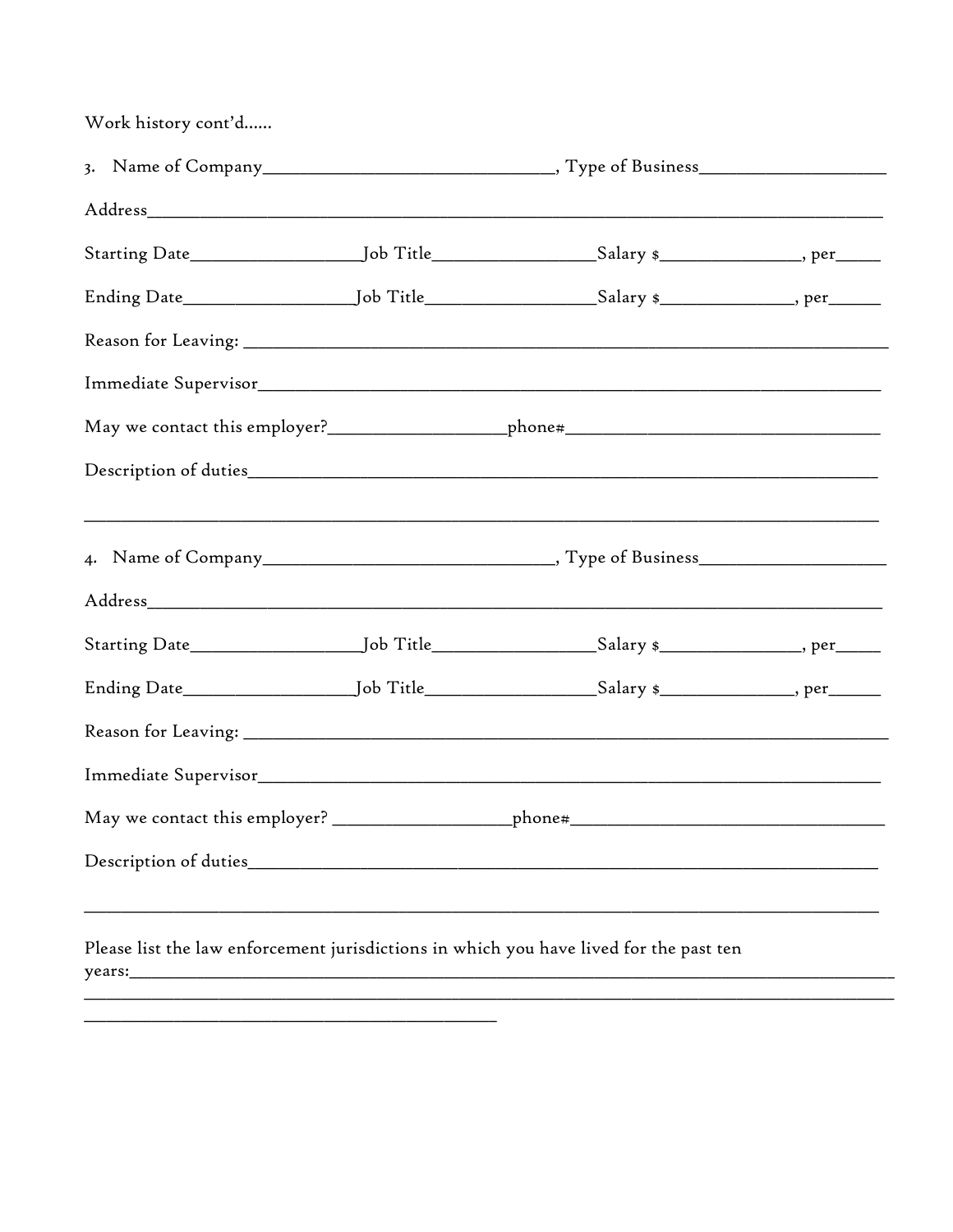Work history cont'd......

3. Name of Company_______________________________, Type of Business____________________

Address___________________________________________________________________________

Starting Date__________________Job Title_________________Salary $_______________, per_____

Ending Date__________________Job Title__________________Salary $______________, per______

Reason for Leaving: ______________________________________________________________________

Immediate Supervisor______________________________________________________________________

May we contact this employer?___________________phone#__________________________________

Description of duties______________________________________________________________________

___________________________________________________________________________________________

4. Name of Company_______________________________, Type of Business____________________

Address___________________________________________________________________________

Starting Date__________________Job Title_________________Salary $_______________, per_____

Ending Date__________________Job Title__________________Salary $______________, per______

Reason for Leaving: ______________________________________________________________________

Immediate Supervisor______________________________________________________________________

May we contact this employer? ___________________phone#__________________________________

Description of duties______________________________________________________________________

___________________________________________________________________________________________

Please list the law enforcement jurisdictions in which you have lived for the past ten years:___________________________________________________________________________________________

___________________________________________________________________________________________

______________________________________________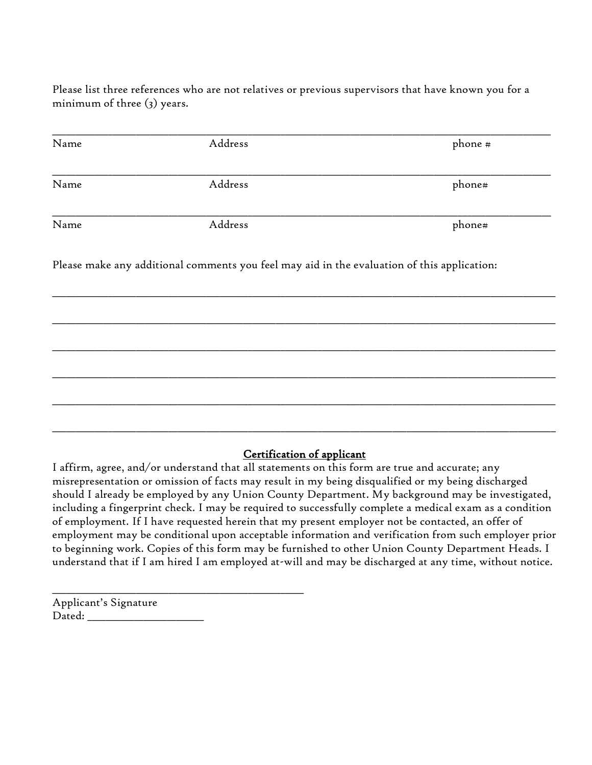Please list three references who are not relatives or previous supervisors that have known you for a minimum of three (3) years.

________________________________________________________________________________

Name                                        Address                                                              phone #

________________________________________________________________________________

Name                                        Address                                                              phone#

________________________________________________________________________________

Name                                        Address                                                              phone#

Please make any additional comments you feel may aid in the evaluation of this application:

________________________________________________________________________________

________________________________________________________________________________

________________________________________________________________________________

________________________________________________________________________________

________________________________________________________________________________

________________________________________________________________________________

<u>Certification of applicant</u>

I affirm, agree, and/or understand that all statements on this form are true and accurate; any misrepresentation or omission of facts may result in my being disqualified or my being discharged should I already be employed by any Union County Department. My background may be investigated, including a fingerprint check. I may be required to successfully complete a medical exam as a condition of employment. If I have requested herein that my present employer not be contacted, an offer of employment may be conditional upon acceptable information and verification from such employer prior to beginning work. Copies of this form may be furnished to other Union County Department Heads. I understand that if I am hired I am employed at-will and may be discharged at any time, without notice.

____________________________________________

Applicant's Signature

Dated: ____________________